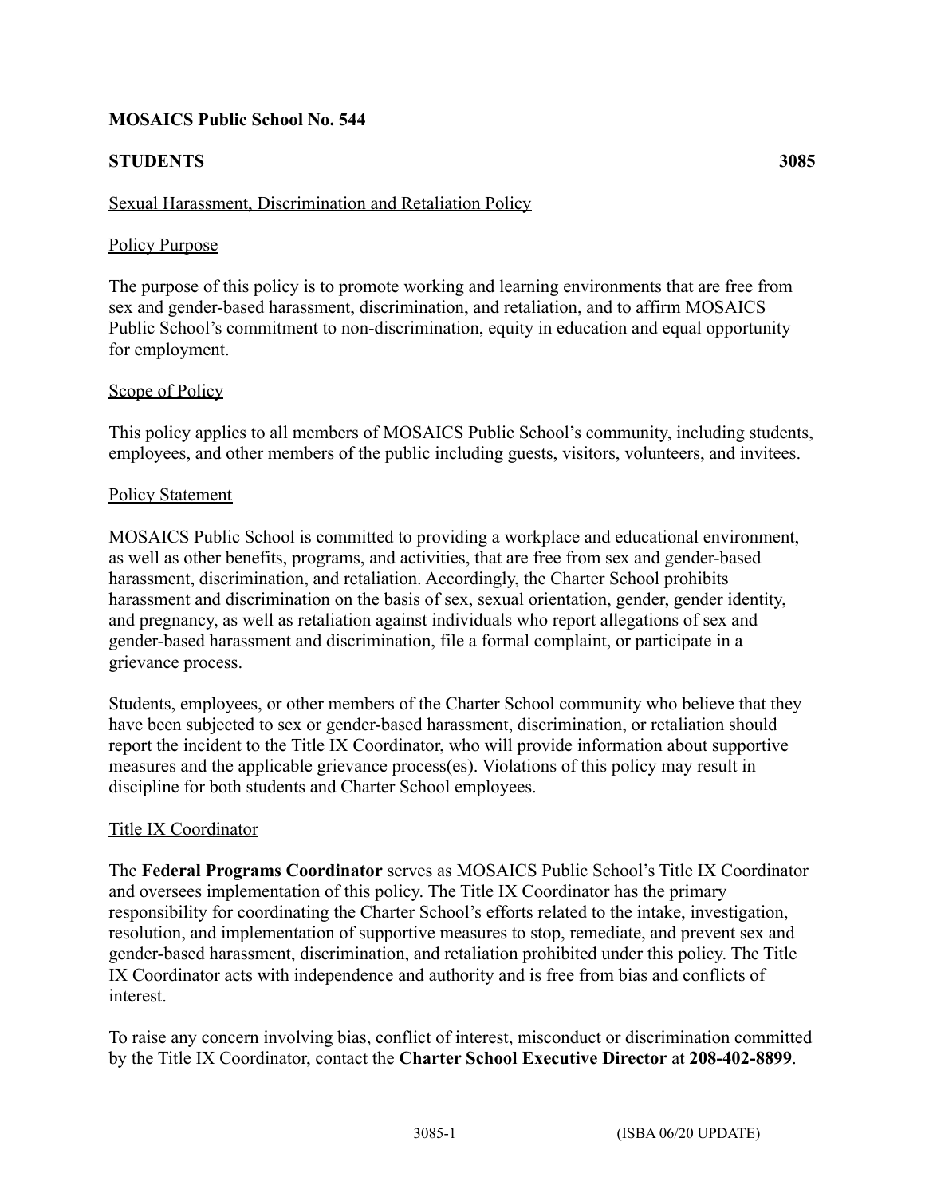**MOSAICS Public School No. 544**

**STUDENTS** **3085**

Sexual Harassment, Discrimination and Retaliation Policy

Policy Purpose

The purpose of this policy is to promote working and learning environments that are free from sex and gender-based harassment, discrimination, and retaliation, and to affirm MOSAICS Public School's commitment to non-discrimination, equity in education and equal opportunity for employment.

Scope of Policy

This policy applies to all members of MOSAICS Public School's community, including students, employees, and other members of the public including guests, visitors, volunteers, and invitees.

Policy Statement

MOSAICS Public School is committed to providing a workplace and educational environment, as well as other benefits, programs, and activities, that are free from sex and gender-based harassment, discrimination, and retaliation. Accordingly, the Charter School prohibits harassment and discrimination on the basis of sex, sexual orientation, gender, gender identity, and pregnancy, as well as retaliation against individuals who report allegations of sex and gender-based harassment and discrimination, file a formal complaint, or participate in a grievance process.

Students, employees, or other members of the Charter School community who believe that they have been subjected to sex or gender-based harassment, discrimination, or retaliation should report the incident to the Title IX Coordinator, who will provide information about supportive measures and the applicable grievance process(es). Violations of this policy may result in discipline for both students and Charter School employees.

Title IX Coordinator

The **Federal Programs Coordinator** serves as MOSAICS Public School's Title IX Coordinator and oversees implementation of this policy. The Title IX Coordinator has the primary responsibility for coordinating the Charter School's efforts related to the intake, investigation, resolution, and implementation of supportive measures to stop, remediate, and prevent sex and gender-based harassment, discrimination, and retaliation prohibited under this policy. The Title IX Coordinator acts with independence and authority and is free from bias and conflicts of interest.

To raise any concern involving bias, conflict of interest, misconduct or discrimination committed by the Title IX Coordinator, contact the **Charter School Executive Director** at **208-402-8899**.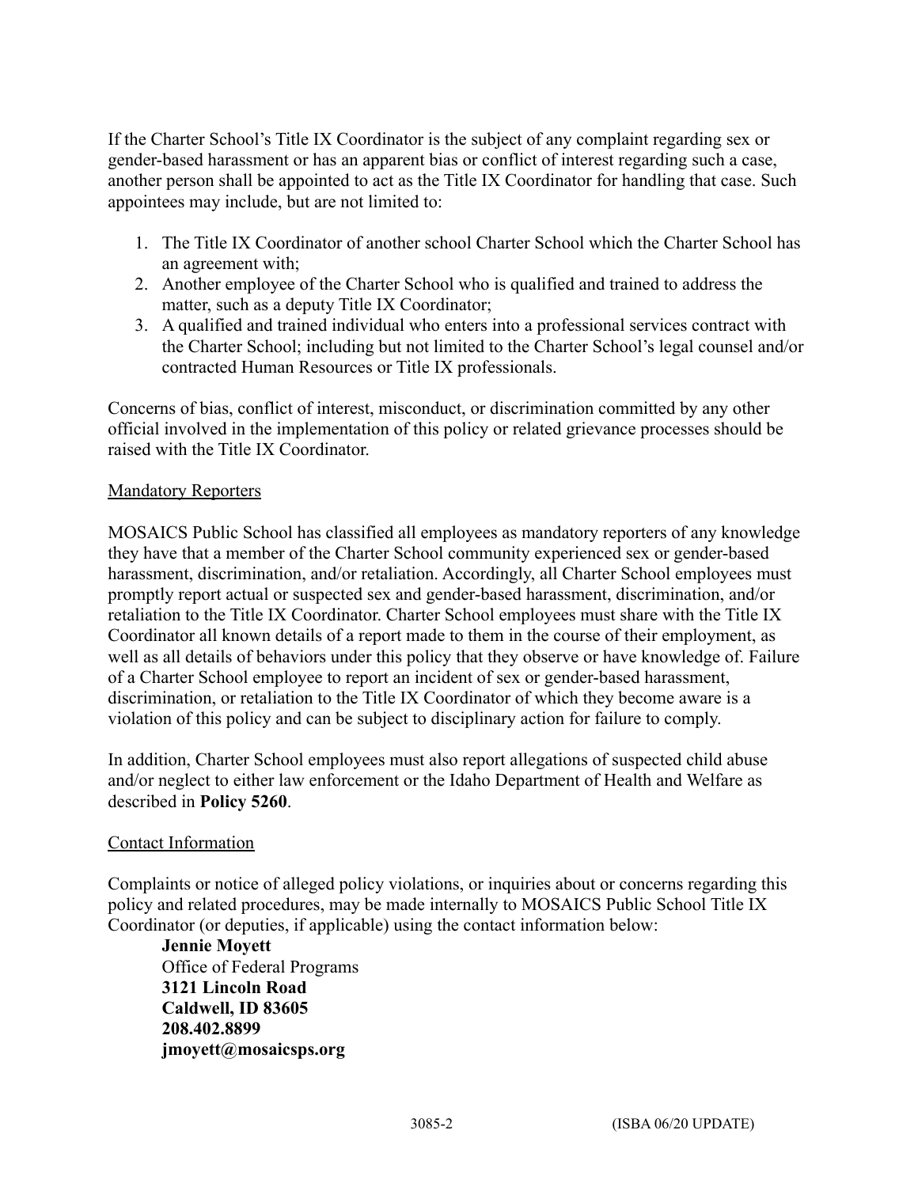If the Charter School's Title IX Coordinator is the subject of any complaint regarding sex or gender-based harassment or has an apparent bias or conflict of interest regarding such a case, another person shall be appointed to act as the Title IX Coordinator for handling that case. Such appointees may include, but are not limited to:

1. The Title IX Coordinator of another school Charter School which the Charter School has an agreement with;
2. Another employee of the Charter School who is qualified and trained to address the matter, such as a deputy Title IX Coordinator;
3. A qualified and trained individual who enters into a professional services contract with the Charter School; including but not limited to the Charter School's legal counsel and/or contracted Human Resources or Title IX professionals.

Concerns of bias, conflict of interest, misconduct, or discrimination committed by any other official involved in the implementation of this policy or related grievance processes should be raised with the Title IX Coordinator.

<u>Mandatory Reporters</u>

MOSAICS Public School has classified all employees as mandatory reporters of any knowledge they have that a member of the Charter School community experienced sex or gender-based harassment, discrimination, and/or retaliation. Accordingly, all Charter School employees must promptly report actual or suspected sex and gender-based harassment, discrimination, and/or retaliation to the Title IX Coordinator. Charter School employees must share with the Title IX Coordinator all known details of a report made to them in the course of their employment, as well as all details of behaviors under this policy that they observe or have knowledge of. Failure of a Charter School employee to report an incident of sex or gender-based harassment, discrimination, or retaliation to the Title IX Coordinator of which they become aware is a violation of this policy and can be subject to disciplinary action for failure to comply.

In addition, Charter School employees must also report allegations of suspected child abuse and/or neglect to either law enforcement or the Idaho Department of Health and Welfare as described in **Policy 5260**.

<u>Contact Information</u>

Complaints or notice of alleged policy violations, or inquiries about or concerns regarding this policy and related procedures, may be made internally to MOSAICS Public School Title IX Coordinator (or deputies, if applicable) using the contact information below:

**Jennie Moyett**
Office of Federal Programs
**3121 Lincoln Road**
**Caldwell, ID 83605**
**208.402.8899**
**jmoyett@mosaicsps.org**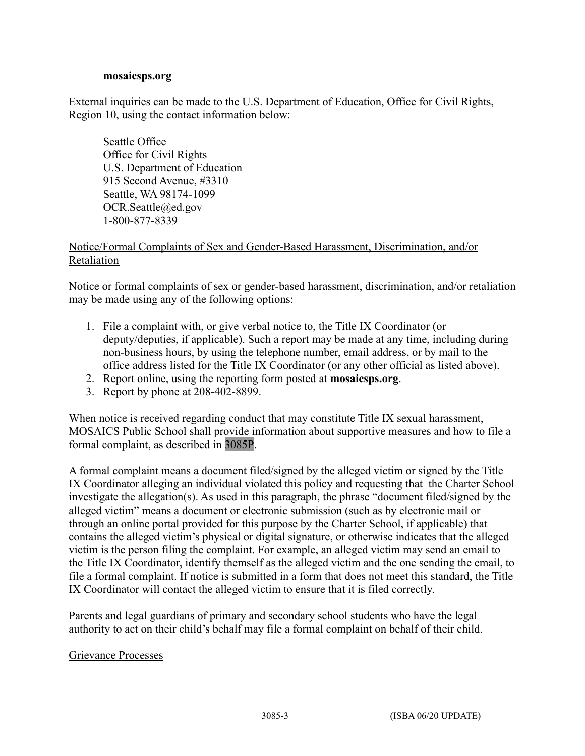**mosaicsps.org**

External inquiries can be made to the U.S. Department of Education, Office for Civil Rights, Region 10, using the contact information below:

Seattle Office
Office for Civil Rights
U.S. Department of Education
915 Second Avenue, #3310
Seattle, WA 98174-1099
OCR.Seattle@ed.gov
1-800-877-8339

Notice/Formal Complaints of Sex and Gender-Based Harassment, Discrimination, and/or Retaliation

Notice or formal complaints of sex or gender-based harassment, discrimination, and/or retaliation may be made using any of the following options:

1. File a complaint with, or give verbal notice to, the Title IX Coordinator (or deputy/deputies, if applicable). Such a report may be made at any time, including during non-business hours, by using the telephone number, email address, or by mail to the office address listed for the Title IX Coordinator (or any other official as listed above).
2. Report online, using the reporting form posted at **mosaicsps.org**.
3. Report by phone at 208-402-8899.

When notice is received regarding conduct that may constitute Title IX sexual harassment, MOSAICS Public School shall provide information about supportive measures and how to file a formal complaint, as described in 3085P.

A formal complaint means a document filed/signed by the alleged victim or signed by the Title IX Coordinator alleging an individual violated this policy and requesting that the Charter School investigate the allegation(s). As used in this paragraph, the phrase "document filed/signed by the alleged victim" means a document or electronic submission (such as by electronic mail or through an online portal provided for this purpose by the Charter School, if applicable) that contains the alleged victim's physical or digital signature, or otherwise indicates that the alleged victim is the person filing the complaint. For example, an alleged victim may send an email to the Title IX Coordinator, identify themself as the alleged victim and the one sending the email, to file a formal complaint. If notice is submitted in a form that does not meet this standard, the Title IX Coordinator will contact the alleged victim to ensure that it is filed correctly.

Parents and legal guardians of primary and secondary school students who have the legal authority to act on their child's behalf may file a formal complaint on behalf of their child.

Grievance Processes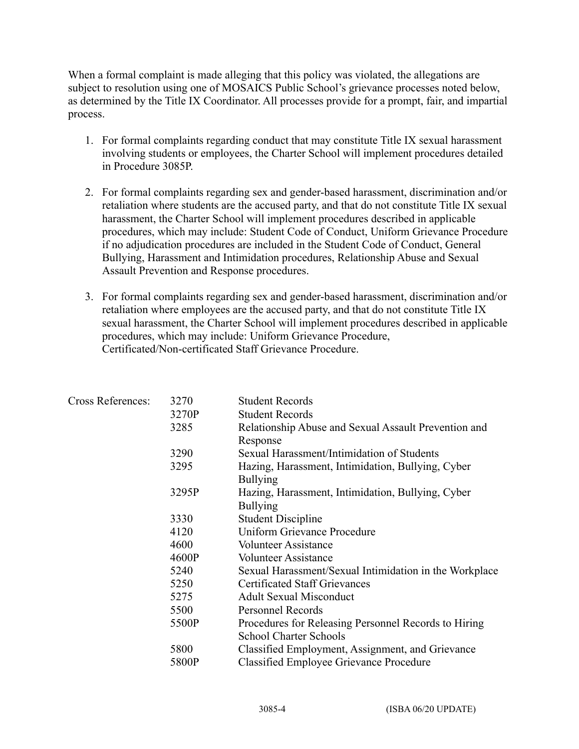When a formal complaint is made alleging that this policy was violated, the allegations are subject to resolution using one of MOSAICS Public School's grievance processes noted below, as determined by the Title IX Coordinator. All processes provide for a prompt, fair, and impartial process.

1. For formal complaints regarding conduct that may constitute Title IX sexual harassment involving students or employees, the Charter School will implement procedures detailed in Procedure 3085P.

2. For formal complaints regarding sex and gender-based harassment, discrimination and/or retaliation where students are the accused party, and that do not constitute Title IX sexual harassment, the Charter School will implement procedures described in applicable procedures, which may include: Student Code of Conduct, Uniform Grievance Procedure if no adjudication procedures are included in the Student Code of Conduct, General Bullying, Harassment and Intimidation procedures, Relationship Abuse and Sexual Assault Prevention and Response procedures.

3. For formal complaints regarding sex and gender-based harassment, discrimination and/or retaliation where employees are the accused party, and that do not constitute Title IX sexual harassment, the Charter School will implement procedures described in applicable procedures, which may include: Uniform Grievance Procedure, Certificated/Non-certificated Staff Grievance Procedure.

| Cross References: | | |
|---|---|---|
| | 3270 | Student Records |
| | 3270P | Student Records |
| | 3285 | Relationship Abuse and Sexual Assault Prevention and Response |
| | 3290 | Sexual Harassment/Intimidation of Students |
| | 3295 | Hazing, Harassment, Intimidation, Bullying, Cyber Bullying |
| | 3295P | Hazing, Harassment, Intimidation, Bullying, Cyber Bullying |
| | 3330 | Student Discipline |
| | 4120 | Uniform Grievance Procedure |
| | 4600 | Volunteer Assistance |
| | 4600P | Volunteer Assistance |
| | 5240 | Sexual Harassment/Sexual Intimidation in the Workplace |
| | 5250 | Certificated Staff Grievances |
| | 5275 | Adult Sexual Misconduct |
| | 5500 | Personnel Records |
| | 5500P | Procedures for Releasing Personnel Records to Hiring School Charter Schools |
| | 5800 | Classified Employment, Assignment, and Grievance |
| | 5800P | Classified Employee Grievance Procedure |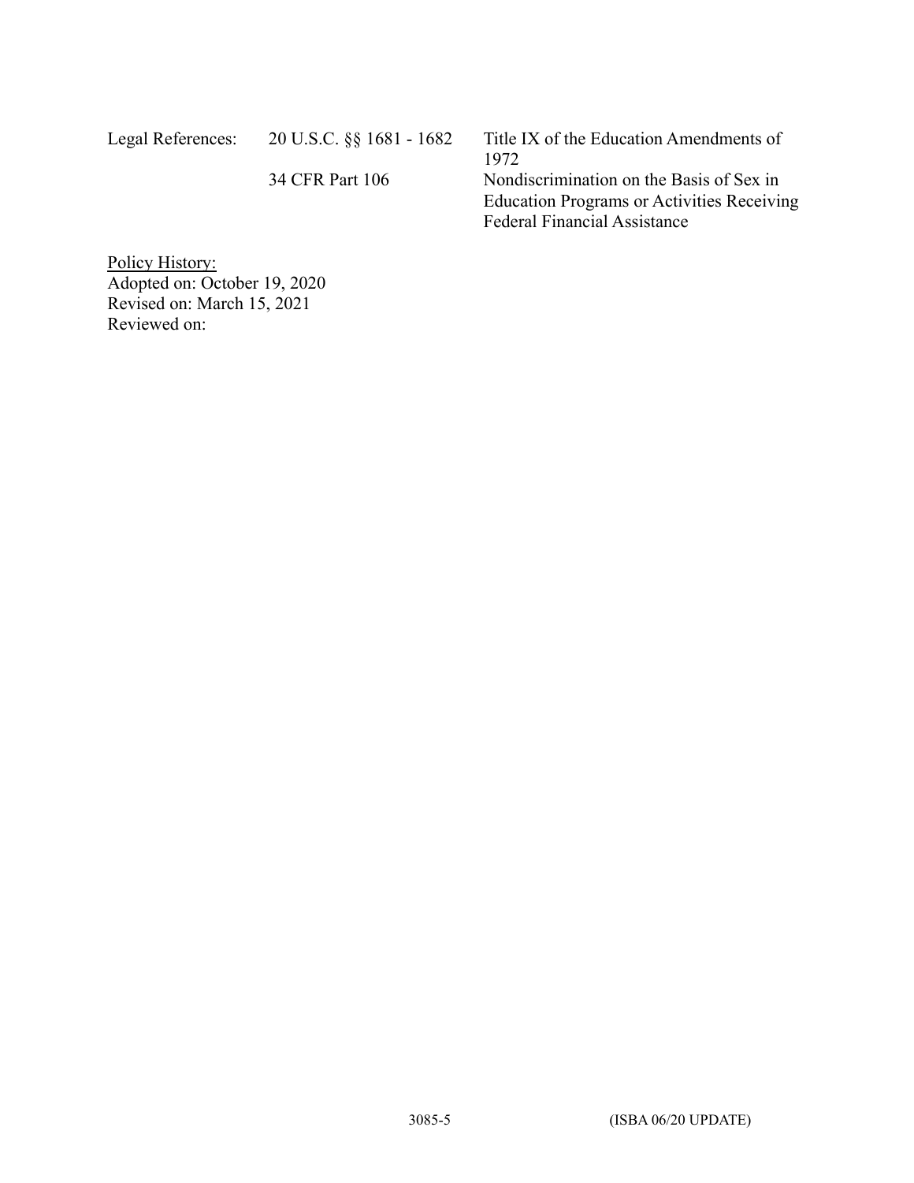| | | |
|---|---|---|
| Legal References: | 20 U.S.C. §§ 1681 - 1682 | Title IX of the Education Amendments of 1972 |
| | 34 CFR Part 106 | Nondiscrimination on the Basis of Sex in Education Programs or Activities Receiving Federal Financial Assistance |

Policy History:
Adopted on: October 19, 2020
Revised on: March 15, 2021
Reviewed on: